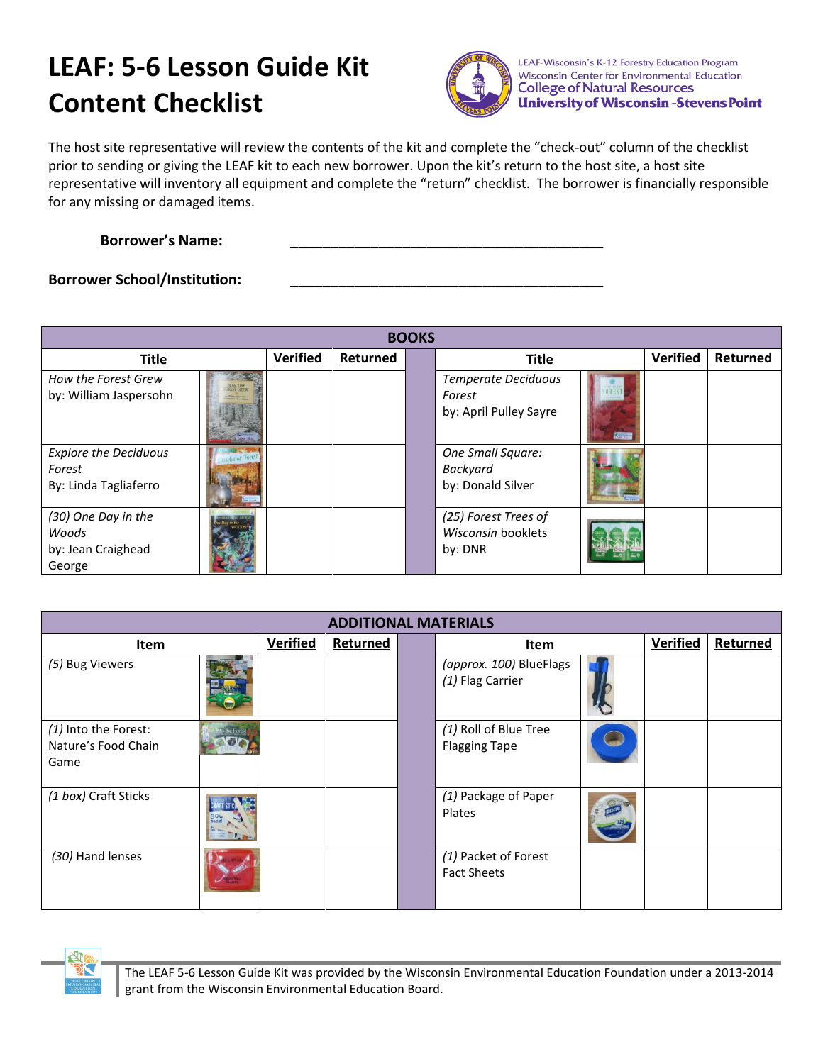# LEAF: 5-6 Lesson Guide Kit Content Checklist

LEAF-Wisconsin's K-12 Forestry Education Program
Wisconsin Center for Environmental Education
College of Natural Resources
University of Wisconsin-Stevens Point

The host site representative will review the contents of the kit and complete the "check-out" column of the checklist prior to sending or giving the LEAF kit to each new borrower. Upon the kit's return to the host site, a host site representative will inventory all equipment and complete the "return" checklist. The borrower is financially responsible for any missing or damaged items.

**Borrower's Name:** ________________________________________

**Borrower School/Institution:** ________________________________________

| BOOKS | | | | | | | |
|---|---|---|---|---|---|---|---|
| **Title** | **Verified** | **Returned** | | **Title** | | **Verified** | **Returned** |
| *How the Forest Grew* by: William Jaspersohn | | | | *Temperate Deciduous Forest* by: April Pulley Sayre | | | |
| *Explore the Deciduous Forest* By: Linda Tagliaferro | | | | *One Small Square: Backyard* by: Donald Silver | | | |
| *(30) One Day in the Woods* by: Jean Craighead George | | | | *(25) Forest Trees of Wisconsin* booklets by: DNR | | | |

| ADDITIONAL MATERIALS | | | | | | |
|---|---|---|---|---|---|---|
| **Item** | **Verified** | **Returned** | | **Item** | **Verified** | **Returned** |
| *(5)* Bug Viewers | | | | *(approx. 100)* BlueFlags *(1)* Flag Carrier | | |
| *(1)* Into the Forest: Nature's Food Chain Game | | | | *(1)* Roll of Blue Tree Flagging Tape | | |
| *(1 box)* Craft Sticks | | | | *(1)* Package of Paper Plates | | |
| *(30)* Hand lenses | | | | *(1)* Packet of Forest Fact Sheets | | |

The LEAF 5-6 Lesson Guide Kit was provided by the Wisconsin Environmental Education Foundation under a 2013-2014 grant from the Wisconsin Environmental Education Board.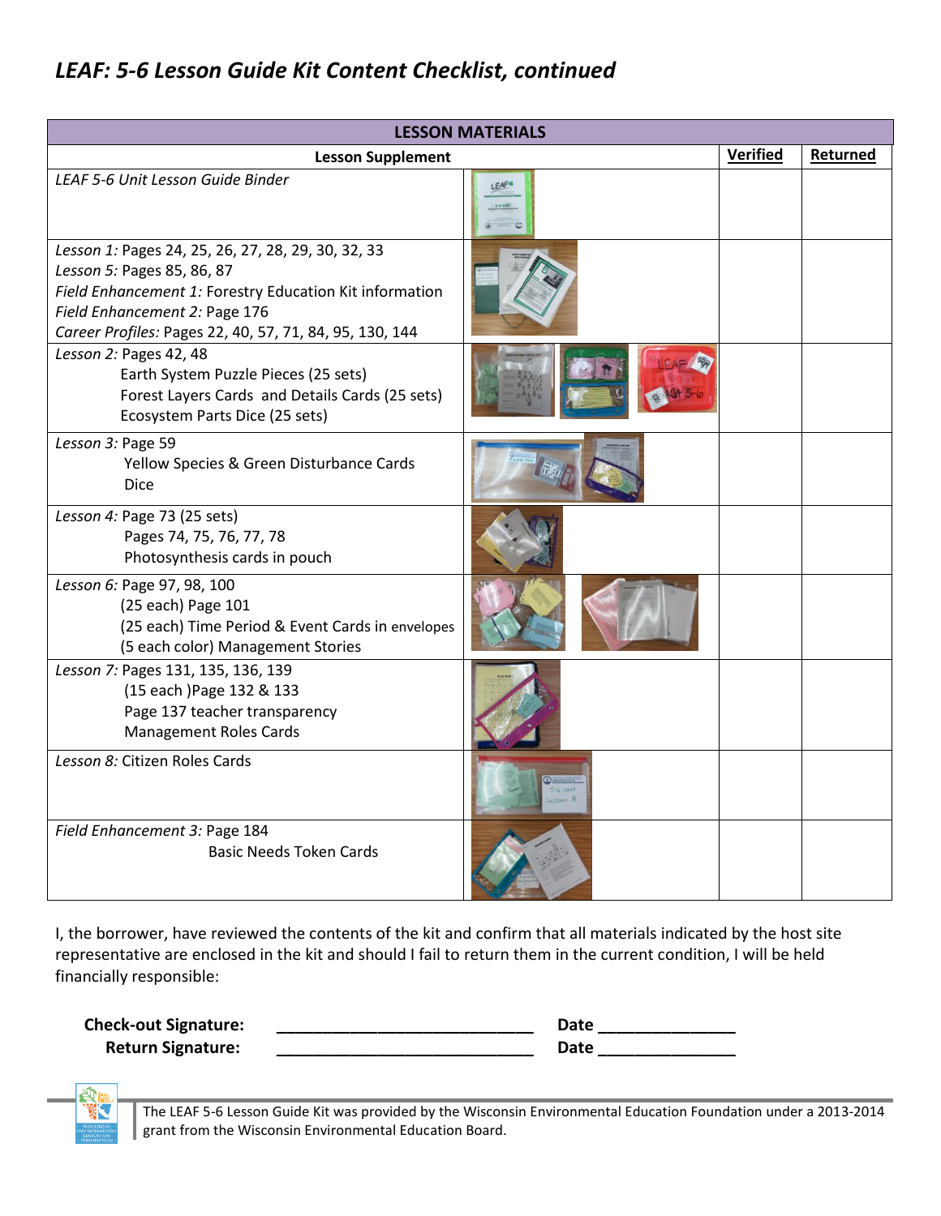# *LEAF: 5-6 Lesson Guide Kit Content Checklist, continued*

| LESSON MATERIALS | | | |
|---|---|---|---|
| **Lesson Supplement** | | **Verified** | **Returned** |
| *LEAF 5-6 Unit Lesson Guide Binder* | | | |
| *Lesson 1:* Pages 24, 25, 26, 27, 28, 29, 30, 32, 33<br>*Lesson 5:* Pages 85, 86, 87<br>*Field Enhancement 1:* Forestry Education Kit information<br>*Field Enhancement 2:* Page 176<br>*Career Profiles:* Pages 22, 40, 57, 71, 84, 95, 130, 144 | | | |
| *Lesson 2:* Pages 42, 48<br>Earth System Puzzle Pieces (25 sets)<br>Forest Layers Cards and Details Cards (25 sets)<br>Ecosystem Parts Dice (25 sets) | | | |
| *Lesson 3:* Page 59<br>Yellow Species & Green Disturbance Cards<br>Dice | | | |
| *Lesson 4:* Page 73 (25 sets)<br>Pages 74, 75, 76, 77, 78<br>Photosynthesis cards in pouch | | | |
| *Lesson 6:* Page 97, 98, 100<br>(25 each) Page 101<br>(25 each) Time Period & Event Cards in envelopes<br>(5 each color) Management Stories | | | |
| *Lesson 7:* Pages 131, 135, 136, 139<br>(15 each )Page 132 & 133<br>Page 137 teacher transparency<br>Management Roles Cards | | | |
| *Lesson 8:* Citizen Roles Cards | | | |
| *Field Enhancement 3:* Page 184<br>Basic Needs Token Cards | | | |

I, the borrower, have reviewed the contents of the kit and confirm that all materials indicated by the host site representative are enclosed in the kit and should I fail to return them in the current condition, I will be held financially responsible:

**Check-out Signature:** ____________________________ Date _______________

**Return Signature:** ____________________________ Date _______________

The LEAF 5-6 Lesson Guide Kit was provided by the Wisconsin Environmental Education Foundation under a 2013-2014 grant from the Wisconsin Environmental Education Board.